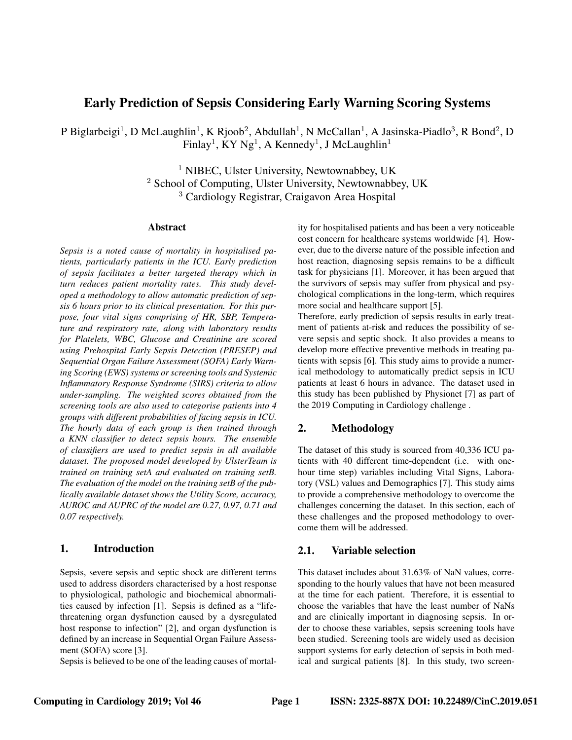# Early Prediction of Sepsis Considering Early Warning Scoring Systems

P Biglarbeigi[1], D McLaughlin[1], K Rjoob[2], Abdullah[1], N McCallan[1], A Jasinska-Piadlo[3], R Bond[2], D Finlay[1], KY Ng[1], A Kennedy[1], J McLaughlin[1]

[1] NIBEC, Ulster University, Newtownabbey, UK
[2] School of Computing, Ulster University, Newtownabbey, UK
[3] Cardiology Registrar, Craigavon Area Hospital

## Abstract

*Sepsis is a noted cause of mortality in hospitalised patients, particularly patients in the ICU. Early prediction of sepsis facilitates a better targeted therapy which in turn reduces patient mortality rates. This study developed a methodology to allow automatic prediction of sepsis 6 hours prior to its clinical presentation. For this purpose, four vital signs comprising of HR, SBP, Temperature and respiratory rate, along with laboratory results for Platelets, WBC, Glucose and Creatinine are scored using Prehospital Early Sepsis Detection (PRESEP) and Sequential Organ Failure Assessment (SOFA) Early Warning Scoring (EWS) systems or screening tools and Systemic Inflammatory Response Syndrome (SIRS) criteria to allow under-sampling. The weighted scores obtained from the screening tools are also used to categorise patients into 4 groups with different probabilities of facing sepsis in ICU. The hourly data of each group is then trained through a KNN classifier to detect sepsis hours. The ensemble of classifiers are used to predict sepsis in all available dataset. The proposed model developed by UlsterTeam is trained on training setA and evaluated on training setB. The evaluation of the model on the training setB of the publically available dataset shows the Utility Score, accuracy, AUROC and AUPRC of the model are 0.27, 0.97, 0.71 and 0.07 respectively.*

## 1. Introduction

Sepsis, severe sepsis and septic shock are different terms used to address disorders characterised by a host response to physiological, pathologic and biochemical abnormalities caused by infection [1]. Sepsis is defined as a "life-threatening organ dysfunction caused by a dysregulated host response to infection" [2], and organ dysfunction is defined by an increase in Sequential Organ Failure Assessment (SOFA) score [3].

Sepsis is believed to be one of the leading causes of mortality for hospitalised patients and has been a very noticeable cost concern for healthcare systems worldwide [4]. However, due to the diverse nature of the possible infection and host reaction, diagnosing sepsis remains to be a difficult task for physicians [1]. Moreover, it has been argued that the survivors of sepsis may suffer from physical and psychological complications in the long-term, which requires more social and healthcare support [5].

Therefore, early prediction of sepsis results in early treatment of patients at-risk and reduces the possibility of severe sepsis and septic shock. It also provides a means to develop more effective preventive methods in treating patients with sepsis [6]. This study aims to provide a numerical methodology to automatically predict sepsis in ICU patients at least 6 hours in advance. The dataset used in this study has been published by Physionet [7] as part of the 2019 Computing in Cardiology challenge .

## 2. Methodology

The dataset of this study is sourced from 40,336 ICU patients with 40 different time-dependent (i.e. with one-hour time step) variables including Vital Signs, Laboratory (VSL) values and Demographics [7]. This study aims to provide a comprehensive methodology to overcome the challenges concerning the dataset. In this section, each of these challenges and the proposed methodology to overcome them will be addressed.

### 2.1. Variable selection

This dataset includes about 31.63% of NaN values, corresponding to the hourly values that have not been measured at the time for each patient. Therefore, it is essential to choose the variables that have the least number of NaNs and are clinically important in diagnosing sepsis. In order to choose these variables, sepsis screening tools have been studied. Screening tools are widely used as decision support systems for early detection of sepsis in both medical and surgical patients [8]. In this study, two screen-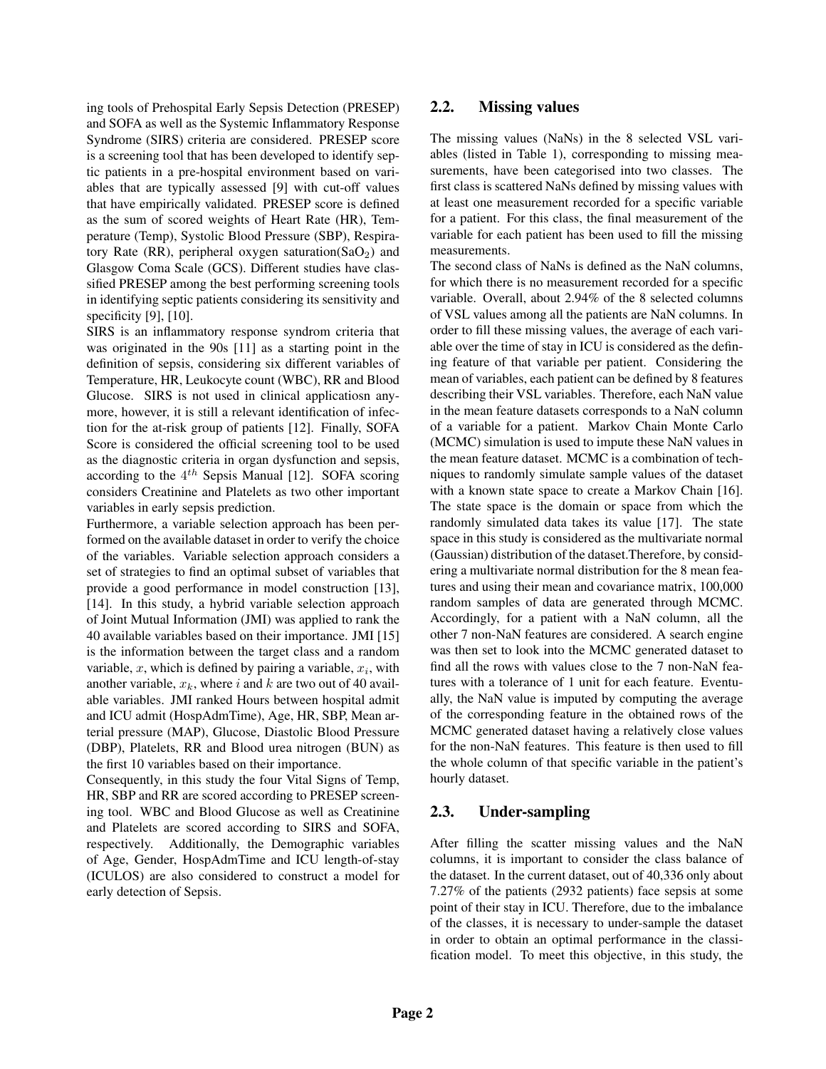ing tools of Prehospital Early Sepsis Detection (PRESEP) and SOFA as well as the Systemic Inflammatory Response Syndrome (SIRS) criteria are considered. PRESEP score is a screening tool that has been developed to identify septic patients in a pre-hospital environment based on variables that are typically assessed [9] with cut-off values that have empirically validated. PRESEP score is defined as the sum of scored weights of Heart Rate (HR), Temperature (Temp), Systolic Blood Pressure (SBP), Respiratory Rate (RR), peripheral oxygen saturation($SaO_2$) and Glasgow Coma Scale (GCS). Different studies have classified PRESEP among the best performing screening tools in identifying septic patients considering its sensitivity and specificity [9], [10].

SIRS is an inflammatory response syndrom criteria that was originated in the 90s [11] as a starting point in the definition of sepsis, considering six different variables of Temperature, HR, Leukocyte count (WBC), RR and Blood Glucose. SIRS is not used in clinical applicatiosn anymore, however, it is still a relevant identification of infection for the at-risk group of patients [12]. Finally, SOFA Score is considered the official screening tool to be used as the diagnostic criteria in organ dysfunction and sepsis, according to the $4^{th}$ Sepsis Manual [12]. SOFA scoring considers Creatinine and Platelets as two other important variables in early sepsis prediction.

Furthermore, a variable selection approach has been performed on the available dataset in order to verify the choice of the variables. Variable selection approach considers a set of strategies to find an optimal subset of variables that provide a good performance in model construction [13], [14]. In this study, a hybrid variable selection approach of Joint Mutual Information (JMI) was applied to rank the 40 available variables based on their importance. JMI [15] is the information between the target class and a random variable, $x$, which is defined by pairing a variable, $x_i$, with another variable, $x_k$, where $i$ and $k$ are two out of 40 available variables. JMI ranked Hours between hospital admit and ICU admit (HospAdmTime), Age, HR, SBP, Mean arterial pressure (MAP), Glucose, Diastolic Blood Pressure (DBP), Platelets, RR and Blood urea nitrogen (BUN) as the first 10 variables based on their importance.

Consequently, in this study the four Vital Signs of Temp, HR, SBP and RR are scored according to PRESEP screening tool. WBC and Blood Glucose as well as Creatinine and Platelets are scored according to SIRS and SOFA, respectively. Additionally, the Demographic variables of Age, Gender, HospAdmTime and ICU length-of-stay (ICULOS) are also considered to construct a model for early detection of Sepsis.

## 2.2. Missing values

The missing values (NaNs) in the 8 selected VSL variables (listed in Table 1), corresponding to missing measurements, have been categorised into two classes. The first class is scattered NaNs defined by missing values with at least one measurement recorded for a specific variable for a patient. For this class, the final measurement of the variable for each patient has been used to fill the missing measurements.

The second class of NaNs is defined as the NaN columns, for which there is no measurement recorded for a specific variable. Overall, about 2.94% of the 8 selected columns of VSL values among all the patients are NaN columns. In order to fill these missing values, the average of each variable over the time of stay in ICU is considered as the defining feature of that variable per patient. Considering the mean of variables, each patient can be defined by 8 features describing their VSL variables. Therefore, each NaN value in the mean feature datasets corresponds to a NaN column of a variable for a patient. Markov Chain Monte Carlo (MCMC) simulation is used to impute these NaN values in the mean feature dataset. MCMC is a combination of techniques to randomly simulate sample values of the dataset with a known state space to create a Markov Chain [16]. The state space is the domain or space from which the randomly simulated data takes its value [17]. The state space in this study is considered as the multivariate normal (Gaussian) distribution of the dataset.Therefore, by considering a multivariate normal distribution for the 8 mean features and using their mean and covariance matrix, 100,000 random samples of data are generated through MCMC. Accordingly, for a patient with a NaN column, all the other 7 non-NaN features are considered. A search engine was then set to look into the MCMC generated dataset to find all the rows with values close to the 7 non-NaN features with a tolerance of 1 unit for each feature. Eventually, the NaN value is imputed by computing the average of the corresponding feature in the obtained rows of the MCMC generated dataset having a relatively close values for the non-NaN features. This feature is then used to fill the whole column of that specific variable in the patient's hourly dataset.

## 2.3. Under-sampling

After filling the scatter missing values and the NaN columns, it is important to consider the class balance of the dataset. In the current dataset, out of 40,336 only about 7.27% of the patients (2932 patients) face sepsis at some point of their stay in ICU. Therefore, due to the imbalance of the classes, it is necessary to under-sample the dataset in order to obtain an optimal performance in the classification model. To meet this objective, in this study, the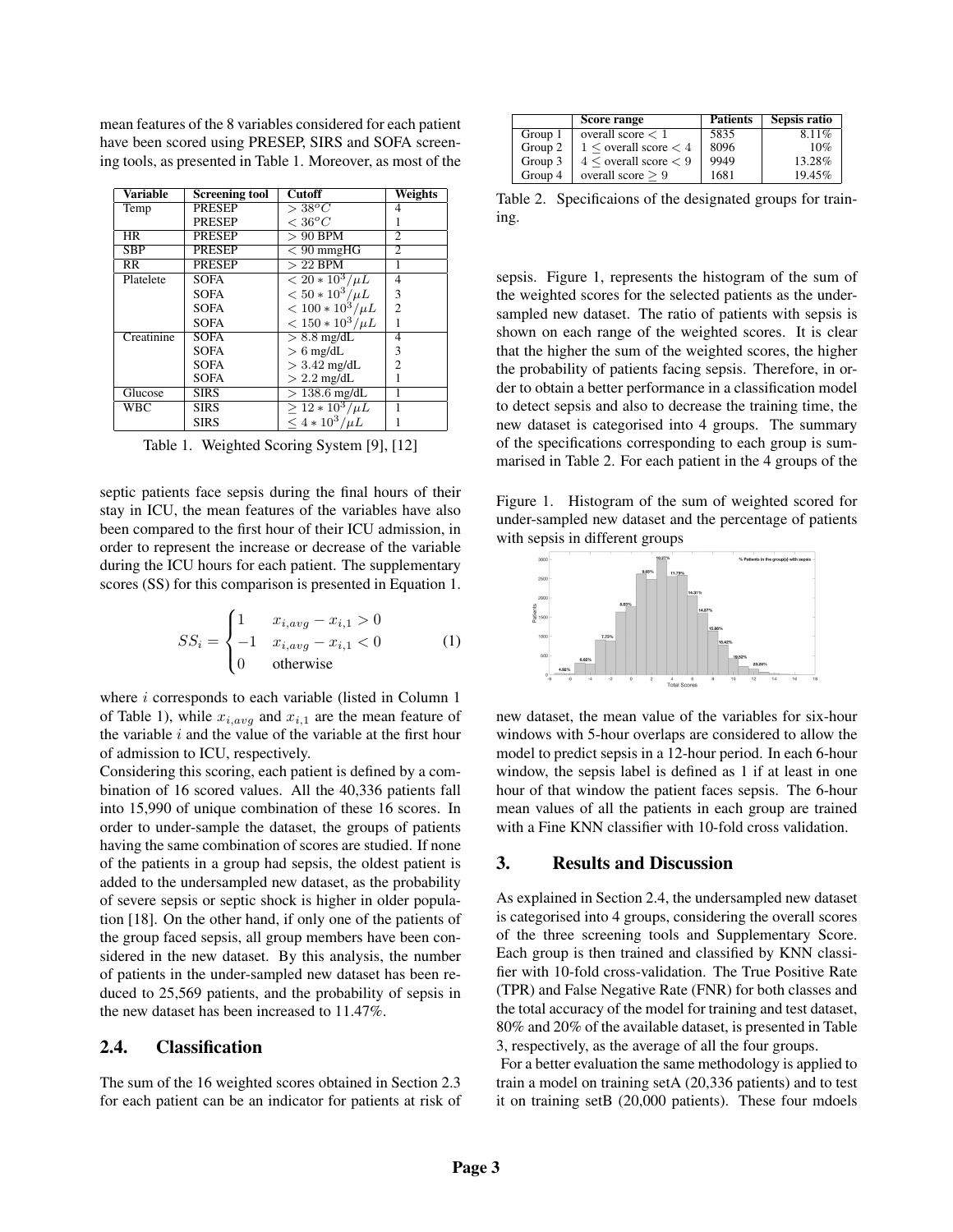mean features of the 8 variables considered for each patient have been scored using PRESEP, SIRS and SOFA screening tools, as presented in Table 1. Moreover, as most of the septic patients face sepsis during the final hours of their stay in ICU, the mean features of the variables have also been compared to the first hour of their ICU admission, in order to represent the increase or decrease of the variable during the ICU hours for each patient. The supplementary scores (SS) for this comparison is presented in Equation 1.

| Variable | Screening tool | Cutoff | Weights |
|---|---|---|---|
| Temp | PRESEP | $> 38^oC$ | 4 |
| | PRESEP | $< 36^oC$ | 1 |
| HR | PRESEP | $> 90$ BPM | 2 |
| SBP | PRESEP | $< 90$ mmgHG | 2 |
| RR | PRESEP | $> 22$ BPM | 1 |
| Platelete | SOFA | $< 20 * 10^3/\mu L$ | 4 |
| | SOFA | $< 50 * 10^3/\mu L$ | 3 |
| | SOFA | $< 100 * 10^3/\mu L$ | 2 |
| | SOFA | $< 150 * 10^3/\mu L$ | 1 |
| Creatinine | SOFA | $> 8.8$ mg/dL | 4 |
| | SOFA | $> 6$ mg/dL | 3 |
| | SOFA | $> 3.42$ mg/dL | 2 |
| | SOFA | $> 2.2$ mg/dL | 1 |
| Glucose | SIRS | $> 138.6$ mg/dL | 1 |
| WBC | SIRS | $\geq 12 * 10^3/\mu L$ | 1 |
| | SIRS | $\leq 4 * 10^3/\mu L$ | 1 |

Table 1. Weighted Scoring System [9], [12]

$$SS_i = \begin{cases} 1 & x_{i,avg} - x_{i,1} > 0 \\ -1 & x_{i,avg} - x_{i,1} < 0 \\ 0 & \text{otherwise} \end{cases} \tag{1}$$

where $i$ corresponds to each variable (listed in Column 1 of Table 1), while $x_{i,avg}$ and $x_{i,1}$ are the mean feature of the variable $i$ and the value of the variable at the first hour of admission to ICU, respectively.

Considering this scoring, each patient is defined by a combination of 16 scored values. All the 40,336 patients fall into 15,990 of unique combination of these 16 scores. In order to under-sample the dataset, the groups of patients having the same combination of scores are studied. If none of the patients in a group had sepsis, the oldest patient is added to the undersampled new dataset, as the probability of severe sepsis or septic shock is higher in older population [18]. On the other hand, if only one of the patients of the group faced sepsis, all group members have been considered in the new dataset. By this analysis, the number of patients in the under-sampled new dataset has been reduced to 25,569 patients, and the probability of sepsis in the new dataset has been increased to 11.47%.

## 2.4. Classification

The sum of the 16 weighted scores obtained in Section 2.3 for each patient can be an indicator for patients at risk of sepsis. Figure 1, represents the histogram of the sum of the weighted scores for the selected patients as the under-sampled new dataset. The ratio of patients with sepsis is shown on each range of the weighted scores. It is clear that the higher the sum of the weighted scores, the higher the probability of patients facing sepsis. Therefore, in order to obtain a better performance in a classification model to detect sepsis and also to decrease the training time, the new dataset is categorised into 4 groups. The summary of the specifications corresponding to each group is summarised in Table 2. For each patient in the 4 groups of the new dataset, the mean value of the variables for six-hour windows with 5-hour overlaps are considered to allow the model to predict sepsis in a 12-hour period. In each 6-hour window, the sepsis label is defined as 1 if at least in one hour of that window the patient faces sepsis. The 6-hour mean values of all the patients in each group are trained with a Fine KNN classifier with 10-fold cross validation.

| | Score range | Patients | Sepsis ratio |
|---|---|---|---|
| Group 1 | overall score $< 1$ | 5835 | 8.11% |
| Group 2 | $1 \leq$ overall score $< 4$ | 8096 | 10% |
| Group 3 | $4 \leq$ overall score $< 9$ | 9949 | 13.28% |
| Group 4 | overall score $\geq 9$ | 1681 | 19.45% |

Table 2. Specificaions of the designated groups for training.

Figure 1. Histogram of the sum of weighted scored for under-sampled new dataset and the percentage of patients with sepsis in different groups

## 3. Results and Discussion

As explained in Section 2.4, the undersampled new dataset is categorised into 4 groups, considering the overall scores of the three screening tools and Supplementary Score. Each group is then trained and classified by KNN classifier with 10-fold cross-validation. The True Positive Rate (TPR) and False Negative Rate (FNR) for both classes and the total accuracy of the model for training and test dataset, 80% and 20% of the available dataset, is presented in Table 3, respectively, as the average of all the four groups.

For a better evaluation the same methodology is applied to train a model on training setA (20,336 patients) and to test it on training setB (20,000 patients). These four mdoels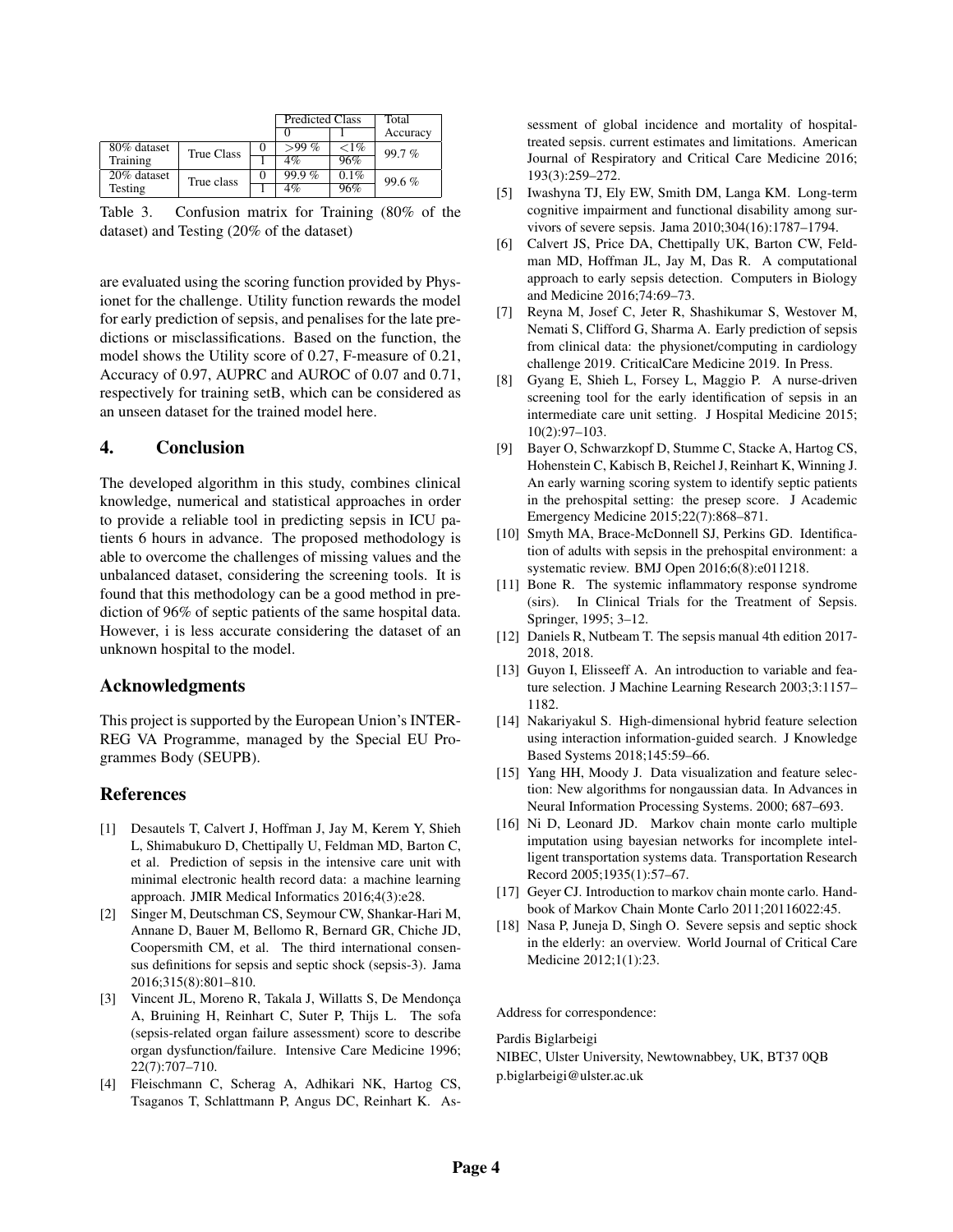| | | | Predicted Class | | Total |
|---|---|---|---|---|---|
| | | | 0 | 1 | Accuracy |
| 80% dataset Training | True Class | 0 | >99 % | <1% | 99.7 % |
| | | 1 | 4% | 96% | |
| 20% dataset Testing | True class | 0 | 99.9 % | 0.1% | 99.6 % |
| | | 1 | 4% | 96% | |

Table 3. Confusion matrix for Training (80% of the dataset) and Testing (20% of the dataset)

are evaluated using the scoring function provided by Physionet for the challenge. Utility function rewards the model for early prediction of sepsis, and penalises for the late predictions or misclassifications. Based on the function, the model shows the Utility score of 0.27, F-measure of 0.21, Accuracy of 0.97, AUPRC and AUROC of 0.07 and 0.71, respectively for training setB, which can be considered as an unseen dataset for the trained model here.

## 4. Conclusion

The developed algorithm in this study, combines clinical knowledge, numerical and statistical approaches in order to provide a reliable tool in predicting sepsis in ICU patients 6 hours in advance. The proposed methodology is able to overcome the challenges of missing values and the unbalanced dataset, considering the screening tools. It is found that this methodology can be a good method in prediction of 96% of septic patients of the same hospital data. However, i is less accurate considering the dataset of an unknown hospital to the model.

## Acknowledgments

This project is supported by the European Union's INTERREG VA Programme, managed by the Special EU Programmes Body (SEUPB).

## References

[1] Desautels T, Calvert J, Hoffman J, Jay M, Kerem Y, Shieh L, Shimabukuro D, Chettipally U, Feldman MD, Barton C, et al. Prediction of sepsis in the intensive care unit with minimal electronic health record data: a machine learning approach. JMIR Medical Informatics 2016;4(3):e28.

[2] Singer M, Deutschman CS, Seymour CW, Shankar-Hari M, Annane D, Bauer M, Bellomo R, Bernard GR, Chiche JD, Coopersmith CM, et al. The third international consensus definitions for sepsis and septic shock (sepsis-3). Jama 2016;315(8):801–810.

[3] Vincent JL, Moreno R, Takala J, Willatts S, De Mendonça A, Bruining H, Reinhart C, Suter P, Thijs L. The sofa (sepsis-related organ failure assessment) score to describe organ dysfunction/failure. Intensive Care Medicine 1996; 22(7):707–710.

[4] Fleischmann C, Scherag A, Adhikari NK, Hartog CS, Tsaganos T, Schlattmann P, Angus DC, Reinhart K. Assessment of global incidence and mortality of hospital-treated sepsis. current estimates and limitations. American Journal of Respiratory and Critical Care Medicine 2016; 193(3):259–272.

[5] Iwashyna TJ, Ely EW, Smith DM, Langa KM. Long-term cognitive impairment and functional disability among survivors of severe sepsis. Jama 2010;304(16):1787–1794.

[6] Calvert JS, Price DA, Chettipally UK, Barton CW, Feldman MD, Hoffman JL, Jay M, Das R. A computational approach to early sepsis detection. Computers in Biology and Medicine 2016;74:69–73.

[7] Reyna M, Josef C, Jeter R, Shashikumar S, Westover M, Nemati S, Clifford G, Sharma A. Early prediction of sepsis from clinical data: the physionet/computing in cardiology challenge 2019. CriticalCare Medicine 2019. In Press.

[8] Gyang E, Shieh L, Forsey L, Maggio P. A nurse-driven screening tool for the early identification of sepsis in an intermediate care unit setting. J Hospital Medicine 2015; 10(2):97–103.

[9] Bayer O, Schwarzkopf D, Stumme C, Stacke A, Hartog CS, Hohenstein C, Kabisch B, Reichel J, Reinhart K, Winning J. An early warning scoring system to identify septic patients in the prehospital setting: the presep score. J Academic Emergency Medicine 2015;22(7):868–871.

[10] Smyth MA, Brace-McDonnell SJ, Perkins GD. Identification of adults with sepsis in the prehospital environment: a systematic review. BMJ Open 2016;6(8):e011218.

[11] Bone R. The systemic inflammatory response syndrome (sirs). In Clinical Trials for the Treatment of Sepsis. Springer, 1995; 3–12.

[12] Daniels R, Nutbeam T. The sepsis manual 4th edition 2017-2018, 2018.

[13] Guyon I, Elisseeff A. An introduction to variable and feature selection. J Machine Learning Research 2003;3:1157–1182.

[14] Nakariyakul S. High-dimensional hybrid feature selection using interaction information-guided search. J Knowledge Based Systems 2018;145:59–66.

[15] Yang HH, Moody J. Data visualization and feature selection: New algorithms for nongaussian data. In Advances in Neural Information Processing Systems. 2000; 687–693.

[16] Ni D, Leonard JD. Markov chain monte carlo multiple imputation using bayesian networks for incomplete intelligent transportation systems data. Transportation Research Record 2005;1935(1):57–67.

[17] Geyer CJ. Introduction to markov chain monte carlo. Handbook of Markov Chain Monte Carlo 2011;20116022:45.

[18] Nasa P, Juneja D, Singh O. Severe sepsis and septic shock in the elderly: an overview. World Journal of Critical Care Medicine 2012;1(1):23.

Address for correspondence:

Pardis Biglarbeigi
NIBEC, Ulster University, Newtownabbey, UK, BT37 0QB
p.biglarbeigi@ulster.ac.uk